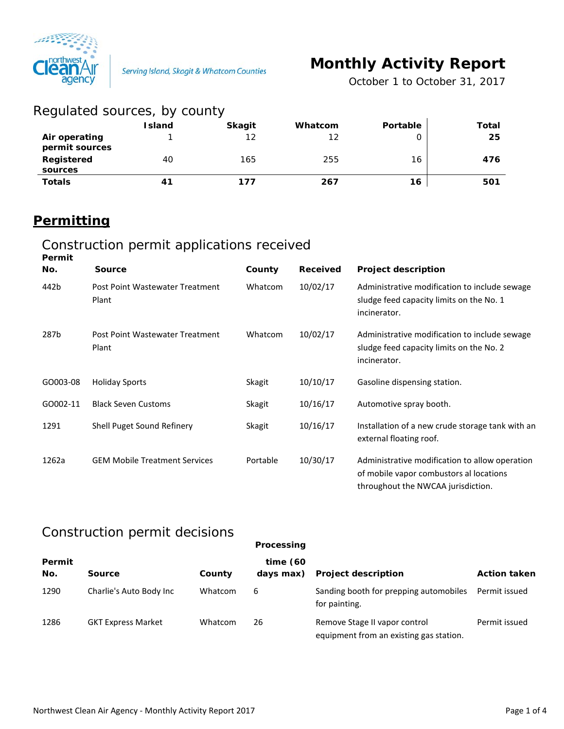Serving Island, Skagit & Whatcom Counties

# Monthly Activity Report

October 1 to October 31, 2017

## Regulated sources, by county

| | Island | Skagit | Whatcom | Portable | Total |
|---|---|---|---|---|---|
| **Air operating permit sources** | 1 | 12 | 12 | 0 | **25** |
| **Registered sources** | 40 | 165 | 255 | 16 | **476** |
| **Totals** | **41** | **177** | **267** | **16** | **501** |

# Permitting

## Construction permit applications received

| Permit No. | Source | County | Received | Project description |
|---|---|---|---|---|
| 442b | Post Point Wastewater Treatment Plant | Whatcom | 10/02/17 | Administrative modification to include sewage sludge feed capacity limits on the No. 1 incinerator. |
| 287b | Post Point Wastewater Treatment Plant | Whatcom | 10/02/17 | Administrative modification to include sewage sludge feed capacity limits on the No. 2 incinerator. |
| GO003-08 | Holiday Sports | Skagit | 10/10/17 | Gasoline dispensing station. |
| GO002-11 | Black Seven Customs | Skagit | 10/16/17 | Automotive spray booth. |
| 1291 | Shell Puget Sound Refinery | Skagit | 10/16/17 | Installation of a new crude storage tank with an external floating roof. |
| 1262a | GEM Mobile Treatment Services | Portable | 10/30/17 | Administrative modification to allow operation of mobile vapor combustors al locations throughout the NWCAA jurisdiction. |

## Construction permit decisions

| Permit No. | Source | County | Processing time (60 days max) | Project description | Action taken |
|---|---|---|---|---|---|
| 1290 | Charlie's Auto Body Inc | Whatcom | 6 | Sanding booth for prepping automobiles for painting. | Permit issued |
| 1286 | GKT Express Market | Whatcom | 26 | Remove Stage II vapor control equipment from an existing gas station. | Permit issued |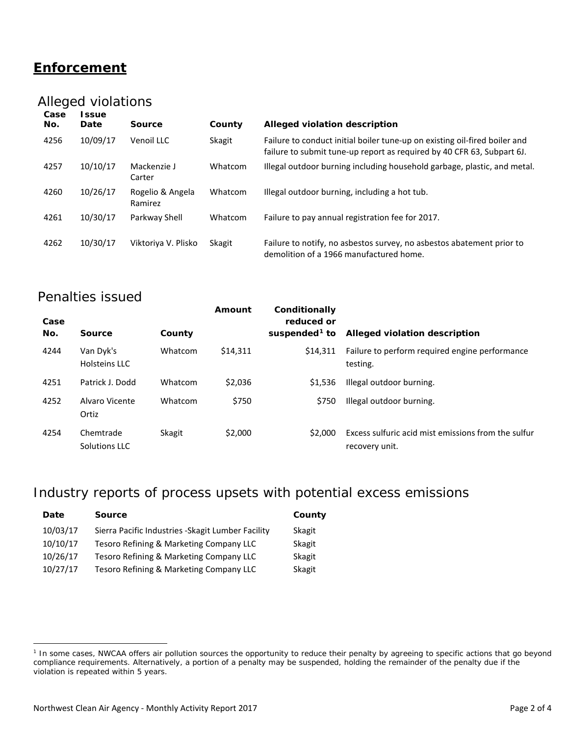# Enforcement

## Alleged violations

| Case No. | Issue Date | Source | County | Alleged violation description |
|---|---|---|---|---|
| 4256 | 10/09/17 | Venoil LLC | Skagit | Failure to conduct initial boiler tune-up on existing oil-fired boiler and failure to submit tune-up report as required by 40 CFR 63, Subpart 6J. |
| 4257 | 10/10/17 | Mackenzie J Carter | Whatcom | Illegal outdoor burning including household garbage, plastic, and metal. |
| 4260 | 10/26/17 | Rogelio & Angela Ramirez | Whatcom | Illegal outdoor burning, including a hot tub. |
| 4261 | 10/30/17 | Parkway Shell | Whatcom | Failure to pay annual registration fee for 2017. |
| 4262 | 10/30/17 | Viktoriya V. Plisko | Skagit | Failure to notify, no asbestos survey, no asbestos abatement prior to demolition of a 1966 manufactured home. |

## Penalties issued

| Case No. | Source | County | Amount | Conditionally reduced or suspended[1] to | Alleged violation description |
|---|---|---|---|---|---|
| 4244 | Van Dyk's Holsteins LLC | Whatcom | $14,311 | $14,311 | Failure to perform required engine performance testing. |
| 4251 | Patrick J. Dodd | Whatcom | $2,036 | $1,536 | Illegal outdoor burning. |
| 4252 | Alvaro Vicente Ortiz | Whatcom | $750 | $750 | Illegal outdoor burning. |
| 4254 | Chemtrade Solutions LLC | Skagit | $2,000 | $2,000 | Excess sulfuric acid mist emissions from the sulfur recovery unit. |

## Industry reports of process upsets with potential excess emissions

| Date | Source | County |
|---|---|---|
| 10/03/17 | Sierra Pacific Industries -Skagit Lumber Facility | Skagit |
| 10/10/17 | Tesoro Refining & Marketing Company LLC | Skagit |
| 10/26/17 | Tesoro Refining & Marketing Company LLC | Skagit |
| 10/27/17 | Tesoro Refining & Marketing Company LLC | Skagit |

[1] In some cases, NWCAA offers air pollution sources the opportunity to reduce their penalty by agreeing to specific actions that go beyond compliance requirements. Alternatively, a portion of a penalty may be suspended, holding the remainder of the penalty due if the violation is repeated within 5 years.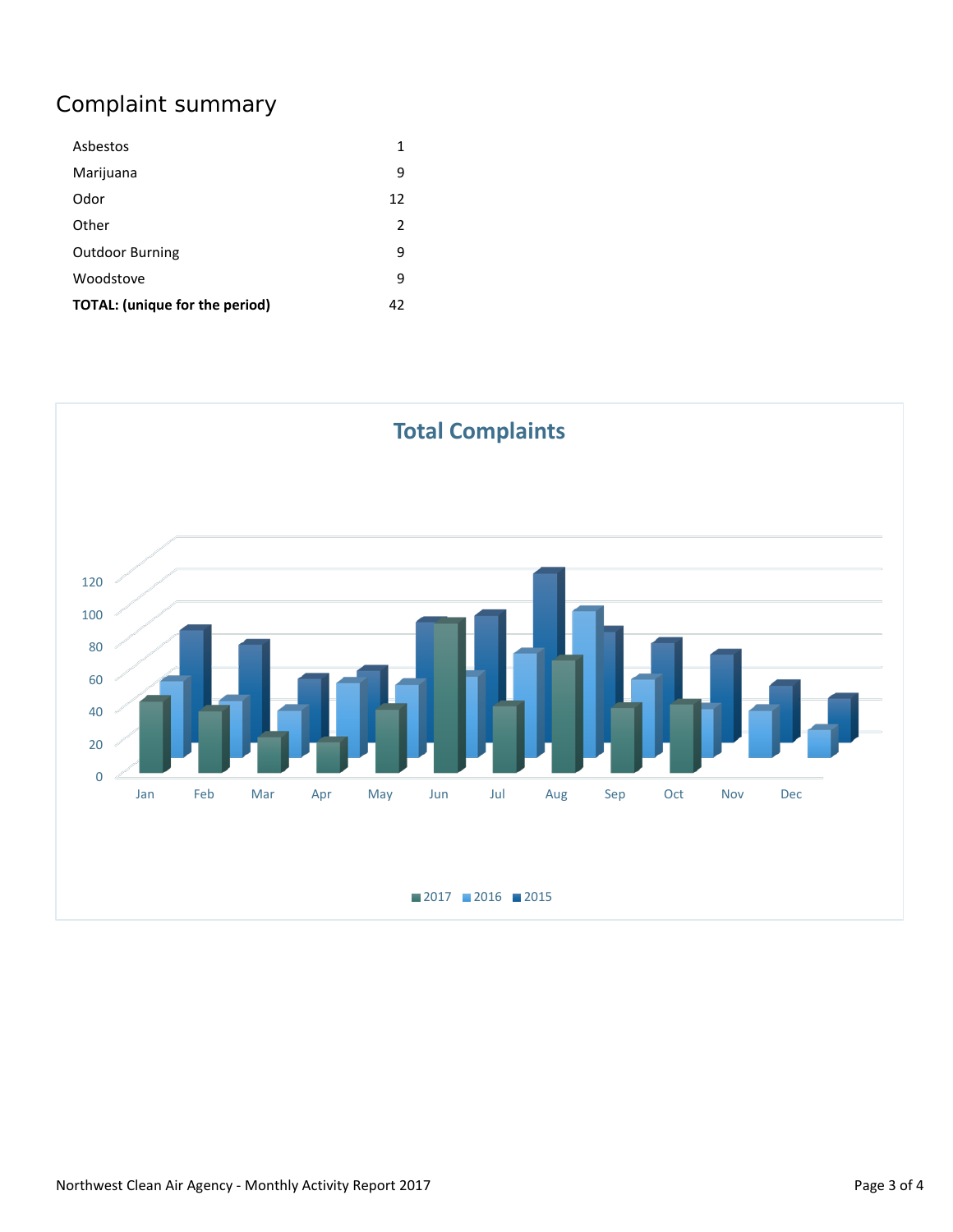## Complaint summary

| | |
|---|---|
| Asbestos | 1 |
| Marijuana | 9 |
| Odor | 12 |
| Other | 2 |
| Outdoor Burning | 9 |
| Woodstove | 9 |
| **TOTAL: (unique for the period)** | 42 |

**Total Complaints**

Jan Feb Mar Apr May Jun Jul Aug Sep Oct Nov Dec

2017 2016 2015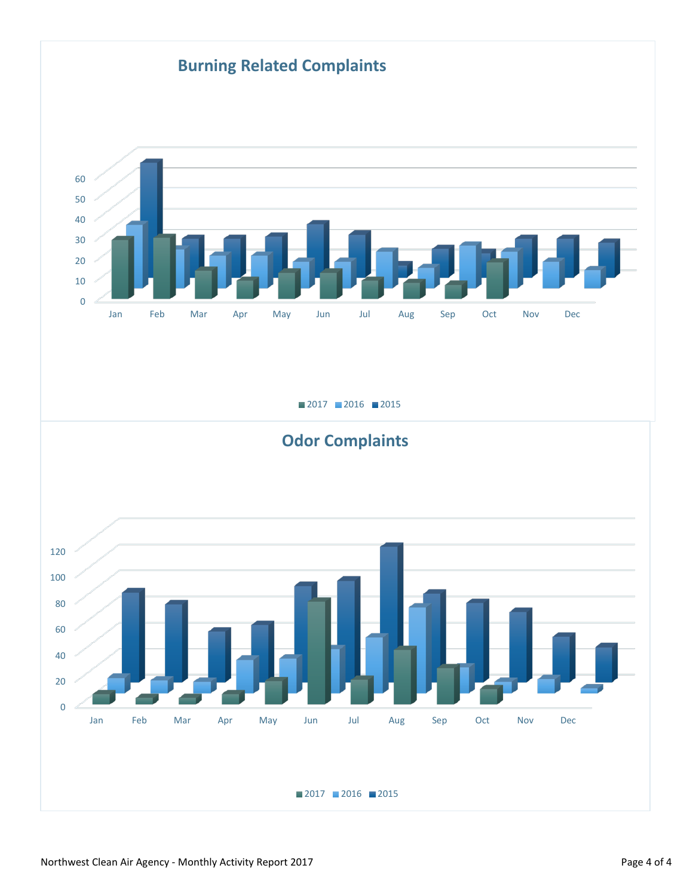## Burning Related Complaints

60
50
40
30
20
10
0

Jan Feb Mar Apr May Jun Jul Aug Sep Oct Nov Dec

2017 2016 2015

## Odor Complaints

120
100
80
60
40
20
0

Jan Feb Mar Apr May Jun Jul Aug Sep Oct Nov Dec

2017 2016 2015